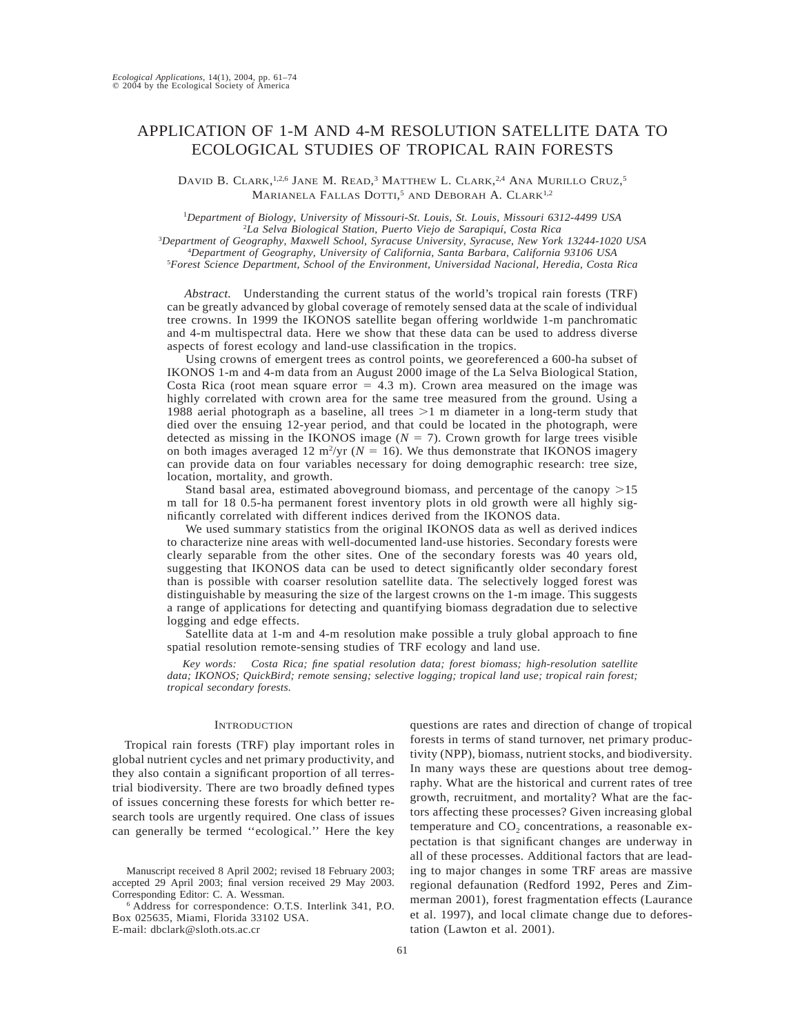# APPLICATION OF 1-M AND 4-M RESOLUTION SATELLITE DATA TO ECOLOGICAL STUDIES OF TROPICAL RAIN FORESTS

David B. Clark,[1,2,6] Jane M. Read,[3] Matthew L. Clark,[2,4] Ana Murillo Cruz,[5] Marianela Fallas Dotti,[5] and Deborah A. Clark[1,2]

[1]*Department of Biology, University of Missouri-St. Louis, St. Louis, Missouri 6312-4499 USA*
[2]*La Selva Biological Station, Puerto Viejo de Sarapiquí, Costa Rica*
[3]*Department of Geography, Maxwell School, Syracuse University, Syracuse, New York 13244-1020 USA*
[4]*Department of Geography, University of California, Santa Barbara, California 93106 USA*
[5]*Forest Science Department, School of the Environment, Universidad Nacional, Heredia, Costa Rica*

*Abstract.* Understanding the current status of the world's tropical rain forests (TRF) can be greatly advanced by global coverage of remotely sensed data at the scale of individual tree crowns. In 1999 the IKONOS satellite began offering worldwide 1-m panchromatic and 4-m multispectral data. Here we show that these data can be used to address diverse aspects of forest ecology and land-use classification in the tropics.

Using crowns of emergent trees as control points, we georeferenced a 600-ha subset of IKONOS 1-m and 4-m data from an August 2000 image of the La Selva Biological Station, Costa Rica (root mean square error = 4.3 m). Crown area measured on the image was highly correlated with crown area for the same tree measured from the ground. Using a 1988 aerial photograph as a baseline, all trees >1 m diameter in a long-term study that died over the ensuing 12-year period, and that could be located in the photograph, were detected as missing in the IKONOS image ($N = 7$). Crown growth for large trees visible on both images averaged 12 $m^2$/yr ($N = 16$). We thus demonstrate that IKONOS imagery can provide data on four variables necessary for doing demographic research: tree size, location, mortality, and growth.

Stand basal area, estimated aboveground biomass, and percentage of the canopy >15 m tall for 18 0.5-ha permanent forest inventory plots in old growth were all highly significantly correlated with different indices derived from the IKONOS data.

We used summary statistics from the original IKONOS data as well as derived indices to characterize nine areas with well-documented land-use histories. Secondary forests were clearly separable from the other sites. One of the secondary forests was 40 years old, suggesting that IKONOS data can be used to detect significantly older secondary forest than is possible with coarser resolution satellite data. The selectively logged forest was distinguishable by measuring the size of the largest crowns on the 1-m image. This suggests a range of applications for detecting and quantifying biomass degradation due to selective logging and edge effects.

Satellite data at 1-m and 4-m resolution make possible a truly global approach to fine spatial resolution remote-sensing studies of TRF ecology and land use.

*Key words: Costa Rica; fine spatial resolution data; forest biomass; high-resolution satellite data; IKONOS; QuickBird; remote sensing; selective logging; tropical land use; tropical rain forest; tropical secondary forests.*

## Introduction

Tropical rain forests (TRF) play important roles in global nutrient cycles and net primary productivity, and they also contain a significant proportion of all terrestrial biodiversity. There are two broadly defined types of issues concerning these forests for which better research tools are urgently required. One class of issues can generally be termed ''ecological.'' Here the key questions are rates and direction of change of tropical forests in terms of stand turnover, net primary productivity (NPP), biomass, nutrient stocks, and biodiversity. In many ways these are questions about tree demography. What are the historical and current rates of tree growth, recruitment, and mortality? What are the factors affecting these processes? Given increasing global temperature and $CO_2$ concentrations, a reasonable expectation is that significant changes are underway in all of these processes. Additional factors that are leading to major changes in some TRF areas are massive regional defaunation (Redford 1992, Peres and Zimmerman 2001), forest fragmentation effects (Laurance et al. 1997), and local climate change due to deforestation (Lawton et al. 2001).

Manuscript received 8 April 2002; revised 18 February 2003; accepted 29 April 2003; final version received 29 May 2003. Corresponding Editor: C. A. Wessman.

[6] Address for correspondence: O.T.S. Interlink 341, P.O. Box 025635, Miami, Florida 33102 USA. E-mail: dbclark@sloth.ots.ac.cr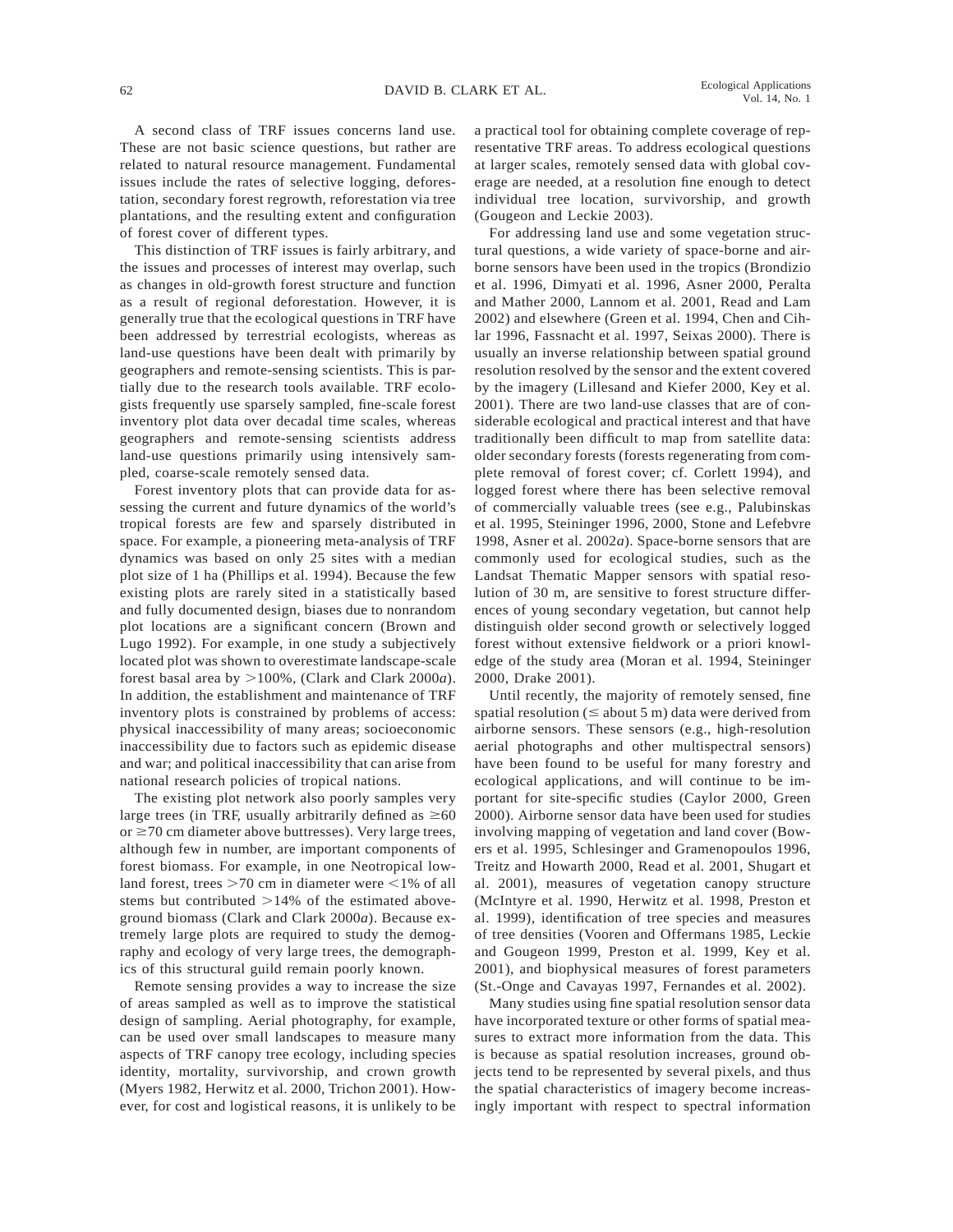A second class of TRF issues concerns land use. These are not basic science questions, but rather are related to natural resource management. Fundamental issues include the rates of selective logging, deforestation, secondary forest regrowth, reforestation via tree plantations, and the resulting extent and configuration of forest cover of different types.

This distinction of TRF issues is fairly arbitrary, and the issues and processes of interest may overlap, such as changes in old-growth forest structure and function as a result of regional deforestation. However, it is generally true that the ecological questions in TRF have been addressed by terrestrial ecologists, whereas as land-use questions have been dealt with primarily by geographers and remote-sensing scientists. This is partially due to the research tools available. TRF ecologists frequently use sparsely sampled, fine-scale forest inventory plot data over decadal time scales, whereas geographers and remote-sensing scientists address land-use questions primarily using intensively sampled, coarse-scale remotely sensed data.

Forest inventory plots that can provide data for assessing the current and future dynamics of the world's tropical forests are few and sparsely distributed in space. For example, a pioneering meta-analysis of TRF dynamics was based on only 25 sites with a median plot size of 1 ha (Phillips et al. 1994). Because the few existing plots are rarely sited in a statistically based and fully documented design, biases due to nonrandom plot locations are a significant concern (Brown and Lugo 1992). For example, in one study a subjectively located plot was shown to overestimate landscape-scale forest basal area by >100%, (Clark and Clark 2000*a*). In addition, the establishment and maintenance of TRF inventory plots is constrained by problems of access: physical inaccessibility of many areas; socioeconomic inaccessibility due to factors such as epidemic disease and war; and political inaccessibility that can arise from national research policies of tropical nations.

The existing plot network also poorly samples very large trees (in TRF, usually arbitrarily defined as ≥60 or ≥70 cm diameter above buttresses). Very large trees, although few in number, are important components of forest biomass. For example, in one Neotropical lowland forest, trees >70 cm in diameter were <1% of all stems but contributed >14% of the estimated aboveground biomass (Clark and Clark 2000*a*). Because extremely large plots are required to study the demography and ecology of very large trees, the demographics of this structural guild remain poorly known.

Remote sensing provides a way to increase the size of areas sampled as well as to improve the statistical design of sampling. Aerial photography, for example, can be used over small landscapes to measure many aspects of TRF canopy tree ecology, including species identity, mortality, survivorship, and crown growth (Myers 1982, Herwitz et al. 2000, Trichon 2001). However, for cost and logistical reasons, it is unlikely to be a practical tool for obtaining complete coverage of representative TRF areas. To address ecological questions at larger scales, remotely sensed data with global coverage are needed, at a resolution fine enough to detect individual tree location, survivorship, and growth (Gougeon and Leckie 2003).

For addressing land use and some vegetation structural questions, a wide variety of space-borne and airborne sensors have been used in the tropics (Brondizio et al. 1996, Dimyati et al. 1996, Asner 2000, Peralta and Mather 2000, Lannom et al. 2001, Read and Lam 2002) and elsewhere (Green et al. 1994, Chen and Cihlar 1996, Fassnacht et al. 1997, Seixas 2000). There is usually an inverse relationship between spatial ground resolution resolved by the sensor and the extent covered by the imagery (Lillesand and Kiefer 2000, Key et al. 2001). There are two land-use classes that are of considerable ecological and practical interest and that have traditionally been difficult to map from satellite data: older secondary forests (forests regenerating from complete removal of forest cover; cf. Corlett 1994), and logged forest where there has been selective removal of commercially valuable trees (see e.g., Palubinskas et al. 1995, Steininger 1996, 2000, Stone and Lefebvre 1998, Asner et al. 2002*a*). Space-borne sensors that are commonly used for ecological studies, such as the Landsat Thematic Mapper sensors with spatial resolution of 30 m, are sensitive to forest structure differences of young secondary vegetation, but cannot help distinguish older second growth or selectively logged forest without extensive fieldwork or a priori knowledge of the study area (Moran et al. 1994, Steininger 2000, Drake 2001).

Until recently, the majority of remotely sensed, fine spatial resolution (≤ about 5 m) data were derived from airborne sensors. These sensors (e.g., high-resolution aerial photographs and other multispectral sensors) have been found to be useful for many forestry and ecological applications, and will continue to be important for site-specific studies (Caylor 2000, Green 2000). Airborne sensor data have been used for studies involving mapping of vegetation and land cover (Bowers et al. 1995, Schlesinger and Gramenopoulos 1996, Treitz and Howarth 2000, Read et al. 2001, Shugart et al. 2001), measures of vegetation canopy structure (McIntyre et al. 1990, Herwitz et al. 1998, Preston et al. 1999), identification of tree species and measures of tree densities (Vooren and Offermans 1985, Leckie and Gougeon 1999, Preston et al. 1999, Key et al. 2001), and biophysical measures of forest parameters (St.-Onge and Cavayas 1997, Fernandes et al. 2002).

Many studies using fine spatial resolution sensor data have incorporated texture or other forms of spatial measures to extract more information from the data. This is because as spatial resolution increases, ground objects tend to be represented by several pixels, and thus the spatial characteristics of imagery become increasingly important with respect to spectral information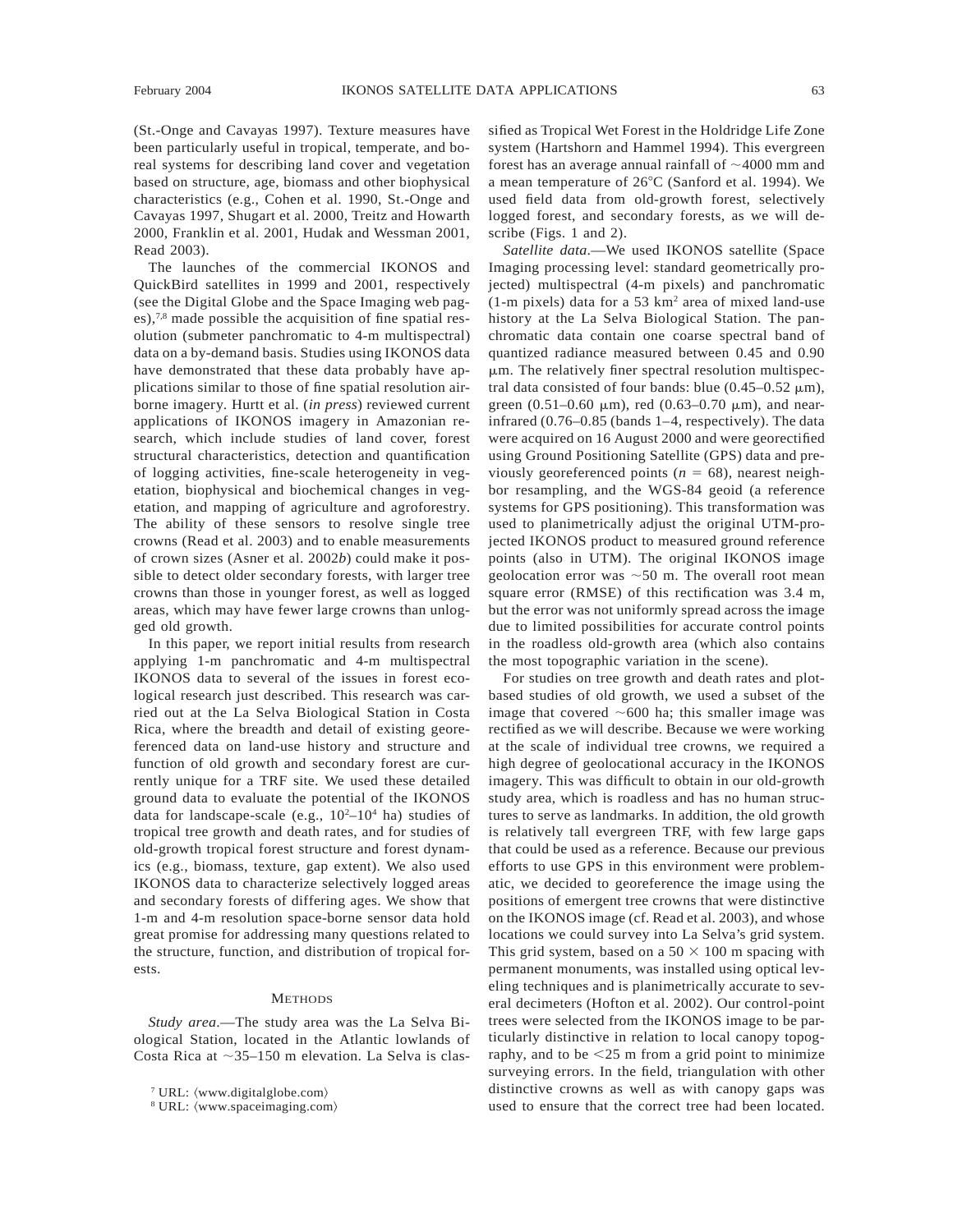(St.-Onge and Cavayas 1997). Texture measures have been particularly useful in tropical, temperate, and boreal systems for describing land cover and vegetation based on structure, age, biomass and other biophysical characteristics (e.g., Cohen et al. 1990, St.-Onge and Cavayas 1997, Shugart et al. 2000, Treitz and Howarth 2000, Franklin et al. 2001, Hudak and Wessman 2001, Read 2003).

The launches of the commercial IKONOS and QuickBird satellites in 1999 and 2001, respectively (see the Digital Globe and the Space Imaging web pages),[7,8] made possible the acquisition of fine spatial resolution (submeter panchromatic to 4-m multispectral) data on a by-demand basis. Studies using IKONOS data have demonstrated that these data probably have applications similar to those of fine spatial resolution airborne imagery. Hurtt et al. (*in press*) reviewed current applications of IKONOS imagery in Amazonian research, which include studies of land cover, forest structural characteristics, detection and quantification of logging activities, fine-scale heterogeneity in vegetation, biophysical and biochemical changes in vegetation, and mapping of agriculture and agroforestry. The ability of these sensors to resolve single tree crowns (Read et al. 2003) and to enable measurements of crown sizes (Asner et al. 2002*b*) could make it possible to detect older secondary forests, with larger tree crowns than those in younger forest, as well as logged areas, which may have fewer large crowns than unlogged old growth.

In this paper, we report initial results from research applying 1-m panchromatic and 4-m multispectral IKONOS data to several of the issues in forest ecological research just described. This research was carried out at the La Selva Biological Station in Costa Rica, where the breadth and detail of existing georeferenced data on land-use history and structure and function of old growth and secondary forest are currently unique for a TRF site. We used these detailed ground data to evaluate the potential of the IKONOS data for landscape-scale (e.g., $10^2$–$10^4$ ha) studies of tropical tree growth and death rates, and for studies of old-growth tropical forest structure and forest dynamics (e.g., biomass, texture, gap extent). We also used IKONOS data to characterize selectively logged areas and secondary forests of differing ages. We show that 1-m and 4-m resolution space-borne sensor data hold great promise for addressing many questions related to the structure, function, and distribution of tropical forests.

## Methods

*Study area*.—The study area was the La Selva Biological Station, located in the Atlantic lowlands of Costa Rica at ~35–150 m elevation. La Selva is classified as Tropical Wet Forest in the Holdridge Life Zone system (Hartshorn and Hammel 1994). This evergreen forest has an average annual rainfall of ~4000 mm and a mean temperature of 26°C (Sanford et al. 1994). We used field data from old-growth forest, selectively logged forest, and secondary forests, as we will describe (Figs. 1 and 2).

*Satellite data*.—We used IKONOS satellite (Space Imaging processing level: standard geometrically projected) multispectral (4-m pixels) and panchromatic (1-m pixels) data for a 53 km$^2$ area of mixed land-use history at the La Selva Biological Station. The panchromatic data contain one coarse spectral band of quantized radiance measured between 0.45 and 0.90 μm. The relatively finer spectral resolution multispectral data consisted of four bands: blue (0.45–0.52 μm), green (0.51–0.60 μm), red (0.63–0.70 μm), and near-infrared (0.76–0.85 (bands 1–4, respectively). The data were acquired on 16 August 2000 and were georectified using Ground Positioning Satellite (GPS) data and previously georeferenced points ($n = 68$), nearest neighbor resampling, and the WGS-84 geoid (a reference systems for GPS positioning). This transformation was used to planimetrically adjust the original UTM-projected IKONOS product to measured ground reference points (also in UTM). The original IKONOS image geolocation error was ~50 m. The overall root mean square error (RMSE) of this rectification was 3.4 m, but the error was not uniformly spread across the image due to limited possibilities for accurate control points in the roadless old-growth area (which also contains the most topographic variation in the scene).

For studies on tree growth and death rates and plot-based studies of old growth, we used a subset of the image that covered ~600 ha; this smaller image was rectified as we will describe. Because we were working at the scale of individual tree crowns, we required a high degree of geolocational accuracy in the IKONOS imagery. This was difficult to obtain in our old-growth study area, which is roadless and has no human structures to serve as landmarks. In addition, the old growth is relatively tall evergreen TRF, with few large gaps that could be used as a reference. Because our previous efforts to use GPS in this environment were problematic, we decided to georeference the image using the positions of emergent tree crowns that were distinctive on the IKONOS image (cf. Read et al. 2003), and whose locations we could survey into La Selva's grid system. This grid system, based on a 50 × 100 m spacing with permanent monuments, was installed using optical leveling techniques and is planimetrically accurate to several decimeters (Hofton et al. 2002). Our control-point trees were selected from the IKONOS image to be particularly distinctive in relation to local canopy topography, and to be <25 m from a grid point to minimize surveying errors. In the field, triangulation with other distinctive crowns as well as with canopy gaps was used to ensure that the correct tree had been located.

[7] URL: ⟨www.digitalglobe.com⟩

[8] URL: ⟨www.spaceimaging.com⟩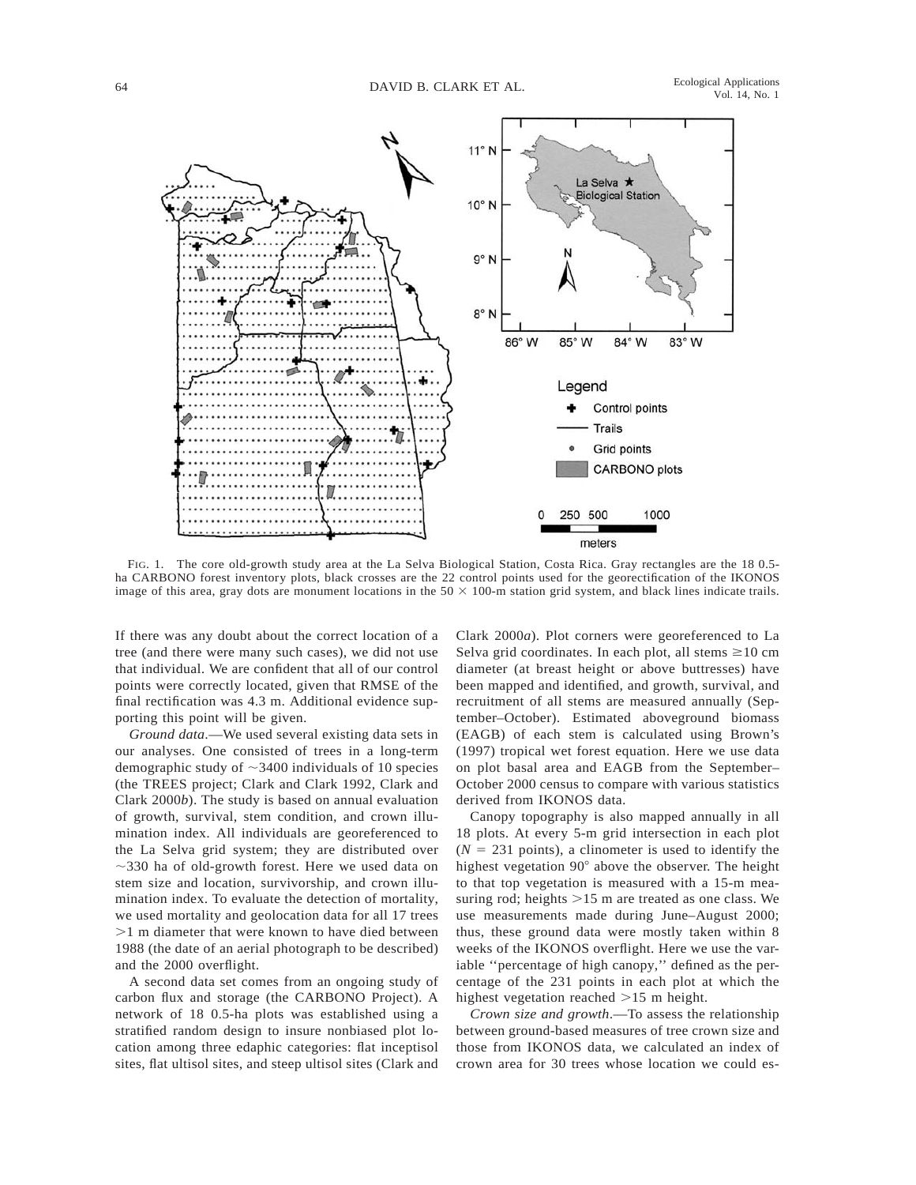FIG. 1. The core old-growth study area at the La Selva Biological Station, Costa Rica. Gray rectangles are the 18 0.5-ha CARBONO forest inventory plots, black crosses are the 22 control points used for the georectification of the IKONOS image of this area, gray dots are monument locations in the 50 × 100-m station grid system, and black lines indicate trails.

If there was any doubt about the correct location of a tree (and there were many such cases), we did not use that individual. We are confident that all of our control points were correctly located, given that RMSE of the final rectification was 4.3 m. Additional evidence supporting this point will be given.

*Ground data*.—We used several existing data sets in our analyses. One consisted of trees in a long-term demographic study of ~3400 individuals of 10 species (the TREES project; Clark and Clark 1992, Clark and Clark 2000*b*). The study is based on annual evaluation of growth, survival, stem condition, and crown illumination index. All individuals are georeferenced to the La Selva grid system; they are distributed over ~330 ha of old-growth forest. Here we used data on stem size and location, survivorship, and crown illumination index. To evaluate the detection of mortality, we used mortality and geolocation data for all 17 trees >1 m diameter that were known to have died between 1988 (the date of an aerial photograph to be described) and the 2000 overflight.

A second data set comes from an ongoing study of carbon flux and storage (the CARBONO Project). A network of 18 0.5-ha plots was established using a stratified random design to insure nonbiased plot location among three edaphic categories: flat inceptisol sites, flat ultisol sites, and steep ultisol sites (Clark and Clark 2000*a*). Plot corners were georeferenced to La Selva grid coordinates. In each plot, all stems ≥10 cm diameter (at breast height or above buttresses) have been mapped and identified, and growth, survival, and recruitment of all stems are measured annually (September–October). Estimated aboveground biomass (EAGB) of each stem is calculated using Brown's (1997) tropical wet forest equation. Here we use data on plot basal area and EAGB from the September–October 2000 census to compare with various statistics derived from IKONOS data.

Canopy topography is also mapped annually in all 18 plots. At every 5-m grid intersection in each plot ($N = 231$ points), a clinometer is used to identify the highest vegetation 90° above the observer. The height to that top vegetation is measured with a 15-m measuring rod; heights >15 m are treated as one class. We use measurements made during June–August 2000; thus, these ground data were mostly taken within 8 weeks of the IKONOS overflight. Here we use the variable ''percentage of high canopy,'' defined as the percentage of the 231 points in each plot at which the highest vegetation reached >15 m height.

*Crown size and growth*.—To assess the relationship between ground-based measures of tree crown size and those from IKONOS data, we calculated an index of crown area for 30 trees whose location we could es-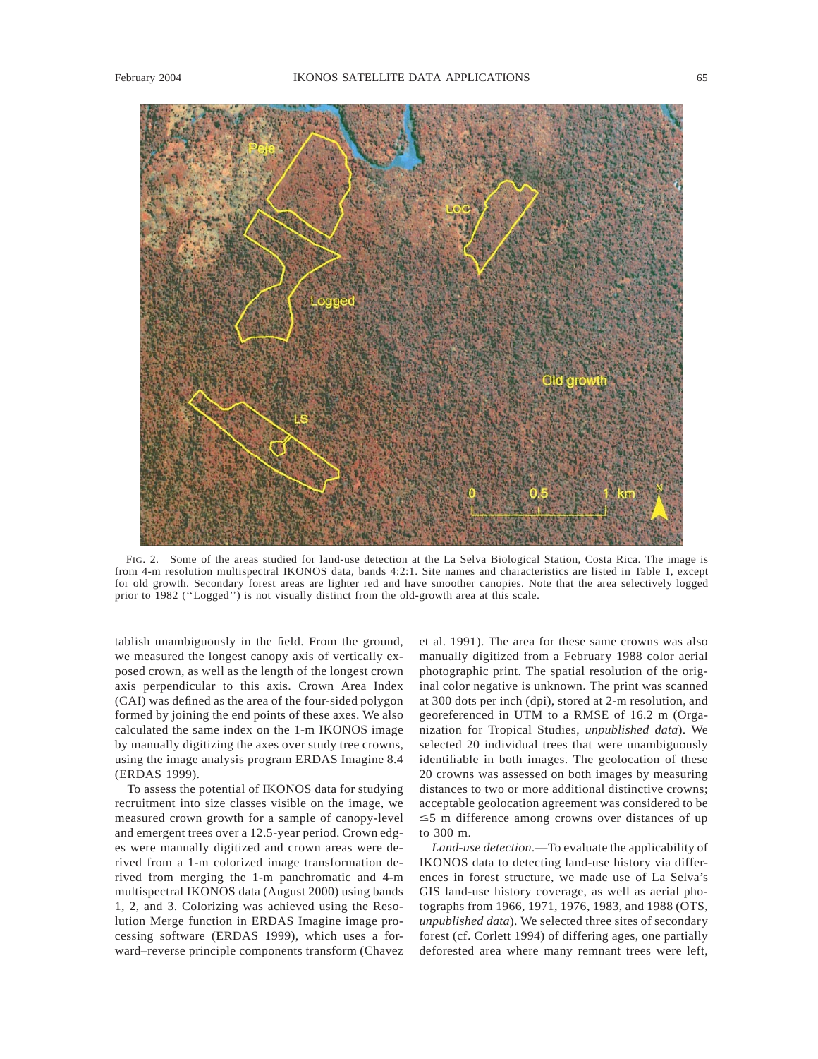FIG. 2. Some of the areas studied for land-use detection at the La Selva Biological Station, Costa Rica. The image is from 4-m resolution multispectral IKONOS data, bands 4:2:1. Site names and characteristics are listed in Table 1, except for old growth. Secondary forest areas are lighter red and have smoother canopies. Note that the area selectively logged prior to 1982 (''Logged'') is not visually distinct from the old-growth area at this scale.

tablish unambiguously in the field. From the ground, we measured the longest canopy axis of vertically exposed crown, as well as the length of the longest crown axis perpendicular to this axis. Crown Area Index (CAI) was defined as the area of the four-sided polygon formed by joining the end points of these axes. We also calculated the same index on the 1-m IKONOS image by manually digitizing the axes over study tree crowns, using the image analysis program ERDAS Imagine 8.4 (ERDAS 1999).

To assess the potential of IKONOS data for studying recruitment into size classes visible on the image, we measured crown growth for a sample of canopy-level and emergent trees over a 12.5-year period. Crown edges were manually digitized and crown areas were derived from a 1-m colorized image transformation derived from merging the 1-m panchromatic and 4-m multispectral IKONOS data (August 2000) using bands 1, 2, and 3. Colorizing was achieved using the Resolution Merge function in ERDAS Imagine image processing software (ERDAS 1999), which uses a forward–reverse principle components transform (Chavez et al. 1991). The area for these same crowns was also manually digitized from a February 1988 color aerial photographic print. The spatial resolution of the original color negative is unknown. The print was scanned at 300 dots per inch (dpi), stored at 2-m resolution, and georeferenced in UTM to a RMSE of 16.2 m (Organization for Tropical Studies, *unpublished data*). We selected 20 individual trees that were unambiguously identifiable in both images. The geolocation of these 20 crowns was assessed on both images by measuring distances to two or more additional distinctive crowns; acceptable geolocation agreement was considered to be ≤5 m difference among crowns over distances of up to 300 m.

*Land-use detection*.—To evaluate the applicability of IKONOS data to detecting land-use history via differences in forest structure, we made use of La Selva's GIS land-use history coverage, as well as aerial photographs from 1966, 1971, 1976, 1983, and 1988 (OTS, *unpublished data*). We selected three sites of secondary forest (cf. Corlett 1994) of differing ages, one partially deforested area where many remnant trees were left,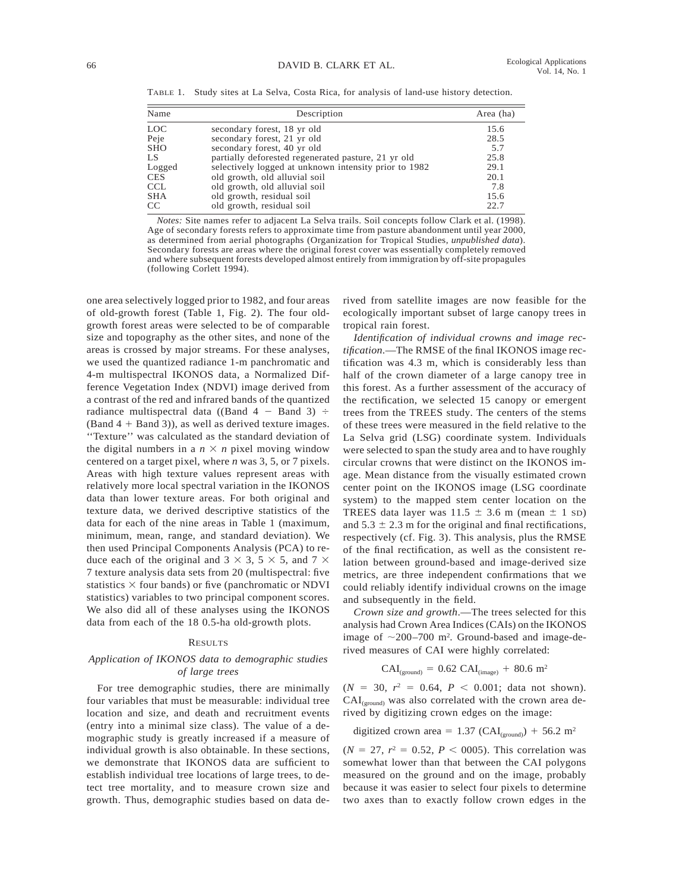TABLE 1. Study sites at La Selva, Costa Rica, for analysis of land-use history detection.

| Name | Description | Area (ha) |
|---|---|---|
| LOC | secondary forest, 18 yr old | 15.6 |
| Peje | secondary forest, 21 yr old | 28.5 |
| SHO | secondary forest, 40 yr old | 5.7 |
| LS | partially deforested regenerated pasture, 21 yr old | 25.8 |
| Logged | selectively logged at unknown intensity prior to 1982 | 29.1 |
| CES | old growth, old alluvial soil | 20.1 |
| CCL | old growth, old alluvial soil | 7.8 |
| SHA | old growth, residual soil | 15.6 |
| CC | old growth, residual soil | 22.7 |

*Notes:* Site names refer to adjacent La Selva trails. Soil concepts follow Clark et al. (1998). Age of secondary forests refers to approximate time from pasture abandonment until year 2000, as determined from aerial photographs (Organization for Tropical Studies, *unpublished data*). Secondary forests are areas where the original forest cover was essentially completely removed and where subsequent forests developed almost entirely from immigration by off-site propagules (following Corlett 1994).

one area selectively logged prior to 1982, and four areas of old-growth forest (Table 1, Fig. 2). The four old-growth forest areas were selected to be of comparable size and topography as the other sites, and none of the areas is crossed by major streams. For these analyses, we used the quantized radiance 1-m panchromatic and 4-m multispectral IKONOS data, a Normalized Difference Vegetation Index (NDVI) image derived from a contrast of the red and infrared bands of the quantized radiance multispectral data ((Band 4 − Band 3) ÷ (Band 4 + Band 3)), as well as derived texture images. ''Texture'' was calculated as the standard deviation of the digital numbers in a $n \times n$ pixel moving window centered on a target pixel, where $n$ was 3, 5, or 7 pixels. Areas with high texture values represent areas with relatively more local spectral variation in the IKONOS data than lower texture areas. For both original and texture data, we derived descriptive statistics of the data for each of the nine areas in Table 1 (maximum, minimum, mean, range, and standard deviation). We then used Principal Components Analysis (PCA) to reduce each of the original and $3 \times 3$, $5 \times 5$, and $7 \times 7$ texture analysis data sets from 20 (multispectral: five statistics × four bands) or five (panchromatic or NDVI statistics) variables to two principal component scores. We also did all of these analyses using the IKONOS data from each of the 18 0.5-ha old-growth plots.

## RESULTS

### *Application of IKONOS data to demographic studies of large trees*

For tree demographic studies, there are minimally four variables that must be measurable: individual tree location and size, and death and recruitment events (entry into a minimal size class). The value of a demographic study is greatly increased if a measure of individual growth is also obtainable. In these sections, we demonstrate that IKONOS data are sufficient to establish individual tree locations of large trees, to detect tree mortality, and to measure crown size and growth. Thus, demographic studies based on data derived from satellite images are now feasible for the ecologically important subset of large canopy trees in tropical rain forest.

*Identification of individual crowns and image rectification.*—The RMSE of the final IKONOS image rectification was 4.3 m, which is considerably less than half of the crown diameter of a large canopy tree in this forest. As a further assessment of the accuracy of the rectification, we selected 15 canopy or emergent trees from the TREES study. The centers of the stems of these trees were measured in the field relative to the La Selva grid (LSG) coordinate system. Individuals were selected to span the study area and to have roughly circular crowns that were distinct on the IKONOS image. Mean distance from the visually estimated crown center point on the IKONOS image (LSG coordinate system) to the mapped stem center location on the TREES data layer was 11.5 ± 3.6 m (mean ± 1 SD) and 5.3 ± 2.3 m for the original and final rectifications, respectively (cf. Fig. 3). This analysis, plus the RMSE of the final rectification, as well as the consistent relation between ground-based and image-derived size metrics, are three independent confirmations that we could reliably identify individual crowns on the image and subsequently in the field.

*Crown size and growth.*—The trees selected for this analysis had Crown Area Indices (CAIs) on the IKONOS image of ~200–700 m². Ground-based and image-derived measures of CAI were highly correlated:

$$\mathrm{CAI}_{(\mathrm{ground})} = 0.62\ \mathrm{CAI}_{(\mathrm{image})} + 80.6\ \mathrm{m}^2$$

($N = 30$, $r^2 = 0.64$, $P < 0.001$; data not shown). $\mathrm{CAI}_{(\mathrm{ground})}$ was also correlated with the crown area derived by digitizing crown edges on the image:

$$\text{digitized crown area} = 1.37\ (\mathrm{CAI}_{(\mathrm{ground})}) + 56.2\ \mathrm{m}^2$$

($N = 27$, $r^2 = 0.52$, $P < 0005$). This correlation was somewhat lower than that between the CAI polygons measured on the ground and on the image, probably because it was easier to select four pixels to determine two axes than to exactly follow crown edges in the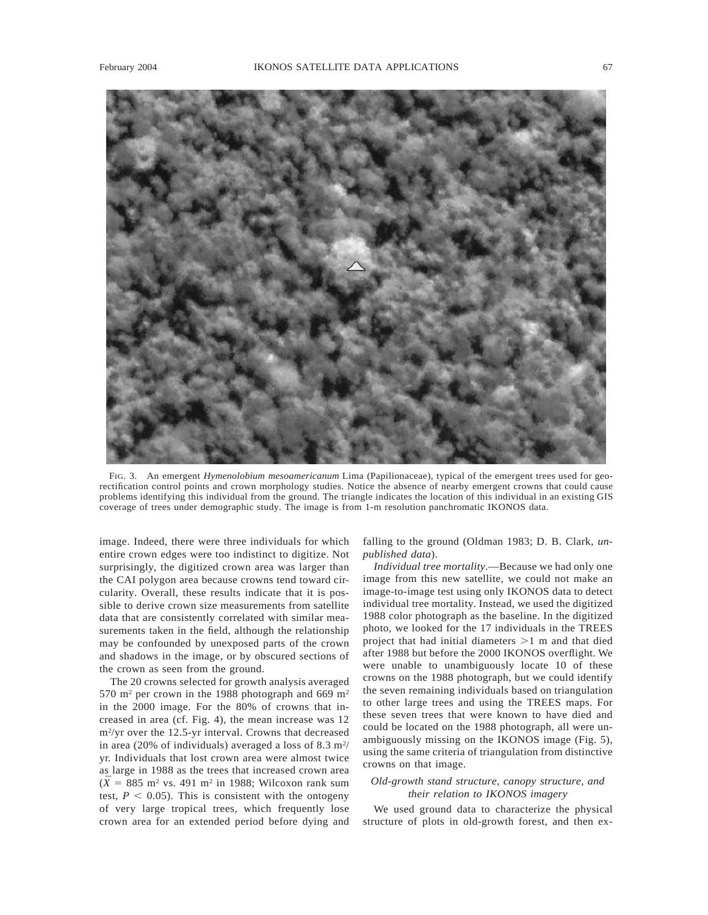FIG. 3. An emergent *Hymenolobium mesoamericanum* Lima (Papilionaceae), typical of the emergent trees used for georectification control points and crown morphology studies. Notice the absence of nearby emergent crowns that could cause problems identifying this individual from the ground. The triangle indicates the location of this individual in an existing GIS coverage of trees under demographic study. The image is from 1-m resolution panchromatic IKONOS data.

image. Indeed, there were three individuals for which entire crown edges were too indistinct to digitize. Not surprisingly, the digitized crown area was larger than the CAI polygon area because crowns tend toward circularity. Overall, these results indicate that it is possible to derive crown size measurements from satellite data that are consistently correlated with similar measurements taken in the field, although the relationship may be confounded by unexposed parts of the crown and shadows in the image, or by obscured sections of the crown as seen from the ground.

The 20 crowns selected for growth analysis averaged 570 $m^2$ per crown in the 1988 photograph and 669 $m^2$ in the 2000 image. For the 80% of crowns that increased in area (cf. Fig. 4), the mean increase was 12 $m^2$/yr over the 12.5-yr interval. Crowns that decreased in area (20% of individuals) averaged a loss of 8.3 $m^2$/yr. Individuals that lost crown area were almost twice as large in 1988 as the trees that increased crown area ($\bar{X}$ = 885 $m^2$ vs. 491 $m^2$ in 1988; Wilcoxon rank sum test, $P < 0.05$). This is consistent with the ontogeny of very large tropical trees, which frequently lose crown area for an extended period before dying and falling to the ground (Oldman 1983; D. B. Clark, *unpublished data*).

*Individual tree mortality*.—Because we had only one image from this new satellite, we could not make an image-to-image test using only IKONOS data to detect individual tree mortality. Instead, we used the digitized 1988 color photograph as the baseline. In the digitized photo, we looked for the 17 individuals in the TREES project that had initial diameters >1 m and that died after 1988 but before the 2000 IKONOS overflight. We were unable to unambiguously locate 10 of these crowns on the 1988 photograph, but we could identify the seven remaining individuals based on triangulation to other large trees and using the TREES maps. For these seven trees that were known to have died and could be located on the 1988 photograph, all were unambiguously missing on the IKONOS image (Fig. 5), using the same criteria of triangulation from distinctive crowns on that image.

### *Old-growth stand structure, canopy structure, and their relation to IKONOS imagery*

We used ground data to characterize the physical structure of plots in old-growth forest, and then ex-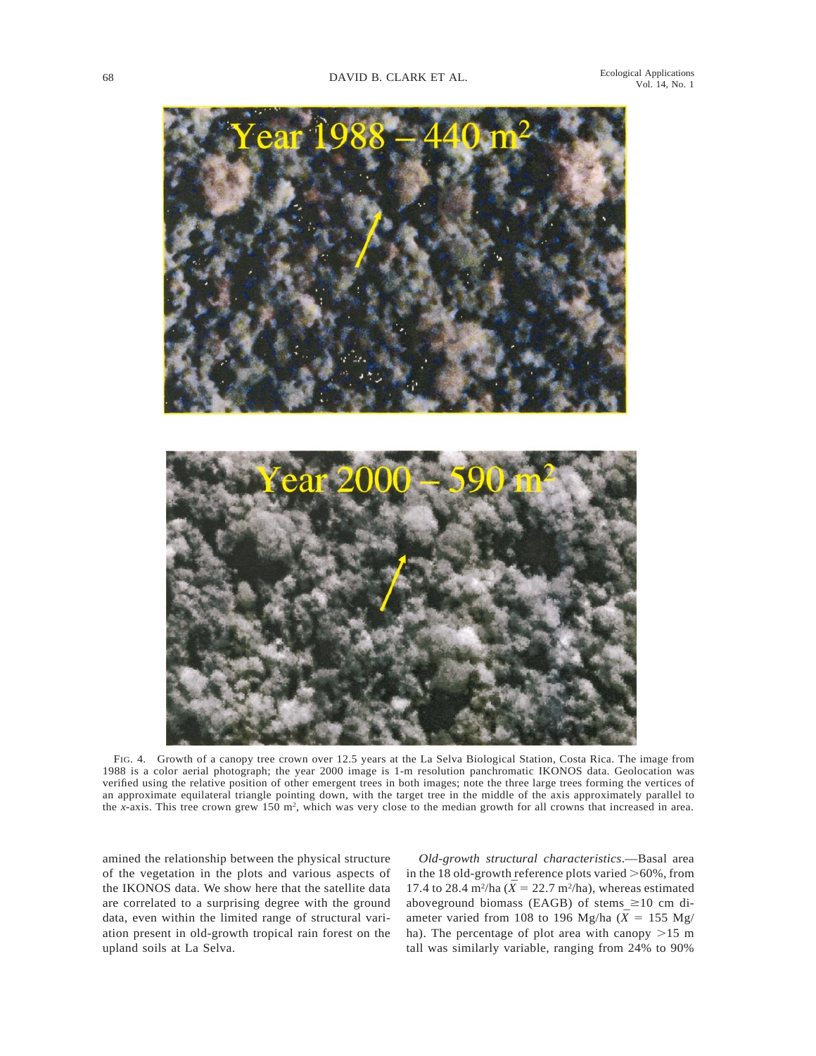FIG. 4. Growth of a canopy tree crown over 12.5 years at the La Selva Biological Station, Costa Rica. The image from 1988 is a color aerial photograph; the year 2000 image is 1-m resolution panchromatic IKONOS data. Geolocation was verified using the relative position of other emergent trees in both images; note the three large trees forming the vertices of an approximate equilateral triangle pointing down, with the target tree in the middle of the axis approximately parallel to the *x*-axis. This tree crown grew 150 $m^2$, which was very close to the median growth for all crowns that increased in area.

amined the relationship between the physical structure of the vegetation in the plots and various aspects of the IKONOS data. We show here that the satellite data are correlated to a surprising degree with the ground data, even within the limited range of structural variation present in old-growth tropical rain forest on the upland soils at La Selva.

*Old-growth structural characteristics*.—Basal area in the 18 old-growth reference plots varied >60%, from 17.4 to 28.4 $m^2$/ha ($\bar{X}$ = 22.7 $m^2$/ha), whereas estimated aboveground biomass (EAGB) of stems ≥10 cm diameter varied from 108 to 196 Mg/ha ($\bar{X}$ = 155 Mg/ha). The percentage of plot area with canopy >15 m tall was similarly variable, ranging from 24% to 90%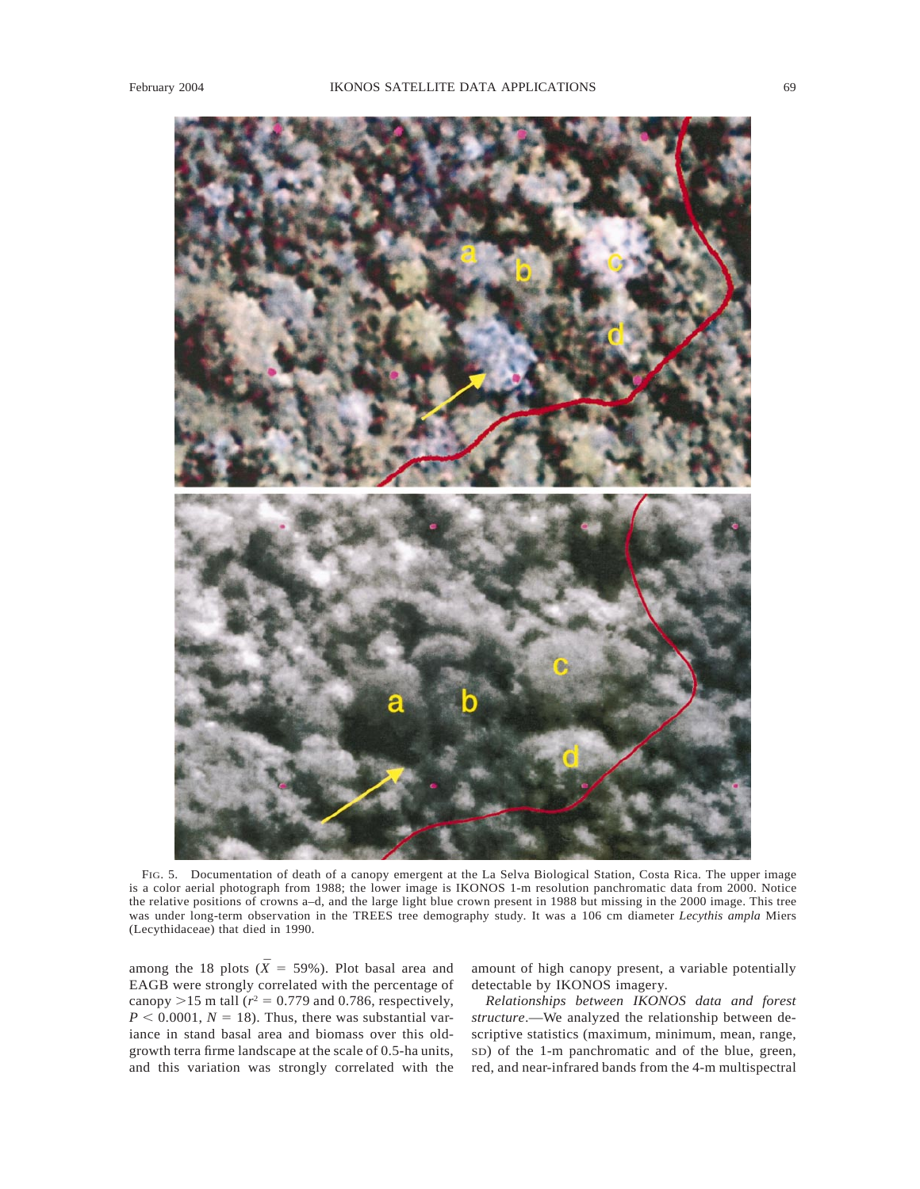FIG. 5. Documentation of death of a canopy emergent at the La Selva Biological Station, Costa Rica. The upper image is a color aerial photograph from 1988; the lower image is IKONOS 1-m resolution panchromatic data from 2000. Notice the relative positions of crowns a–d, and the large light blue crown present in 1988 but missing in the 2000 image. This tree was under long-term observation in the TREES tree demography study. It was a 106 cm diameter *Lecythis ampla* Miers (Lecythidaceae) that died in 1990.

among the 18 plots ($\bar{X}$ = 59%). Plot basal area and EAGB were strongly correlated with the percentage of canopy >15 m tall ($r^2$ = 0.779 and 0.786, respectively, $P < 0.0001$, $N$ = 18). Thus, there was substantial variance in stand basal area and biomass over this old-growth terra firme landscape at the scale of 0.5-ha units, and this variation was strongly correlated with the amount of high canopy present, a variable potentially detectable by IKONOS imagery.

*Relationships between IKONOS data and forest structure*.—We analyzed the relationship between descriptive statistics (maximum, minimum, mean, range, SD) of the 1-m panchromatic and of the blue, green, red, and near-infrared bands from the 4-m multispectral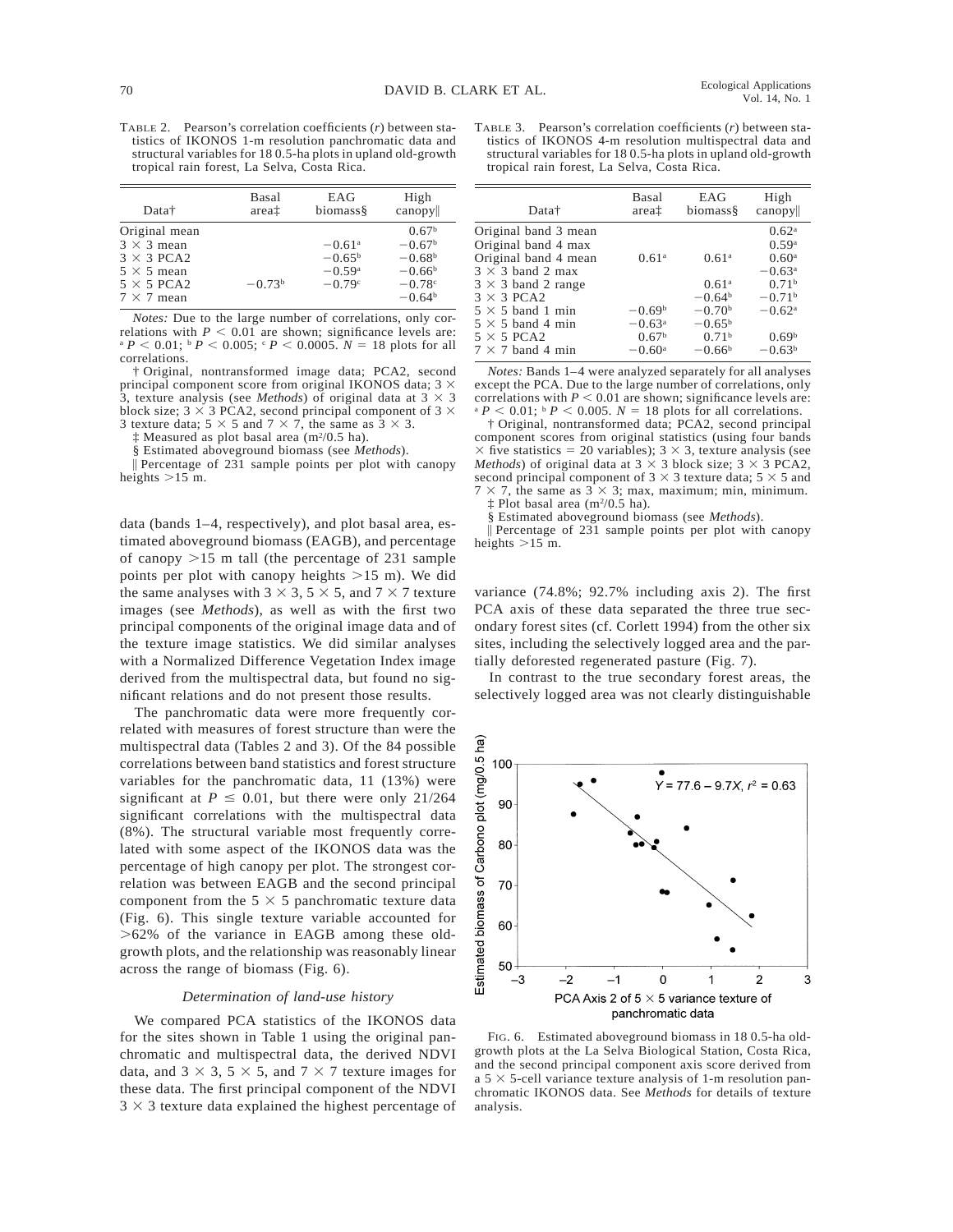TABLE 2. Pearson's correlation coefficients ($r$) between statistics of IKONOS 1-m resolution panchromatic data and structural variables for 18 0.5-ha plots in upland old-growth tropical rain forest, La Selva, Costa Rica.

| Data† | Basal area‡ | EAG biomass§ | High canopy‖ |
|---|---|---|---|
| Original mean | | | $0.67^{b}$ |
| $3 \times 3$ mean | | $-0.61^{a}$ | $-0.67^{b}$ |
| $3 \times 3$ PCA2 | | $-0.65^{b}$ | $-0.68^{b}$ |
| $5 \times 5$ mean | | $-0.59^{a}$ | $-0.66^{b}$ |
| $5 \times 5$ PCA2 | $-0.73^{b}$ | $-0.79^{c}$ | $-0.78^{c}$ |
| $7 \times 7$ mean | | | $-0.64^{b}$ |

*Notes:* Due to the large number of correlations, only correlations with $P < 0.01$ are shown; significance levels are: $^{a}P < 0.01$; $^{b}P < 0.005$; $^{c}P < 0.0005$. $N = 18$ plots for all correlations.

† Original, nontransformed image data; PCA2, second principal component score from original IKONOS data; $3 \times 3$, texture analysis (see *Methods*) of original data at $3 \times 3$ block size; $3 \times 3$ PCA2, second principal component of $3 \times 3$ texture data; $5 \times 5$ and $7 \times 7$, the same as $3 \times 3$.

‡ Measured as plot basal area ($m^2$/0.5 ha).

§ Estimated aboveground biomass (see *Methods*).

‖ Percentage of 231 sample points per plot with canopy heights >15 m.

TABLE 3. Pearson's correlation coefficients ($r$) between statistics of IKONOS 4-m resolution multispectral data and structural variables for 18 0.5-ha plots in upland old-growth tropical rain forest, La Selva, Costa Rica.

| Data† | Basal area‡ | EAG biomass§ | High canopy‖ |
|---|---|---|---|
| Original band 3 mean | | | $0.62^{a}$ |
| Original band 4 max | | | $0.59^{a}$ |
| Original band 4 mean | $0.61^{a}$ | $0.61^{a}$ | $0.60^{a}$ |
| $3 \times 3$ band 2 max | | | $-0.63^{a}$ |
| $3 \times 3$ band 2 range | | $0.61^{a}$ | $0.71^{b}$ |
| $3 \times 3$ PCA2 | | $-0.64^{b}$ | $-0.71^{b}$ |
| $5 \times 5$ band 1 min | $-0.69^{b}$ | $-0.70^{b}$ | $-0.62^{a}$ |
| $5 \times 5$ band 4 min | $-0.63^{a}$ | $-0.65^{b}$ | |
| $5 \times 5$ PCA2 | $0.67^{b}$ | $0.71^{b}$ | $0.69^{b}$ |
| $7 \times 7$ band 4 min | $-0.60^{a}$ | $-0.66^{b}$ | $-0.63^{b}$ |

*Notes:* Bands 1–4 were analyzed separately for all analyses except the PCA. Due to the large number of correlations, only correlations with $P < 0.01$ are shown; significance levels are: $^{a}P < 0.01$; $^{b}P < 0.005$. $N = 18$ plots for all correlations.

† Original, nontransformed data; PCA2, second principal component scores from original statistics (using four bands $\times$ five statistics = 20 variables); $3 \times 3$, texture analysis (see *Methods*) of original data at $3 \times 3$ block size; $3 \times 3$ PCA2, second principal component of $3 \times 3$ texture data; $5 \times 5$ and $7 \times 7$, the same as $3 \times 3$; max, maximum; min, minimum.

‡ Plot basal area ($m^2$/0.5 ha).

§ Estimated aboveground biomass (see *Methods*).

‖ Percentage of 231 sample points per plot with canopy heights >15 m.

data (bands 1–4, respectively), and plot basal area, estimated aboveground biomass (EAGB), and percentage of canopy >15 m tall (the percentage of 231 sample points per plot with canopy heights >15 m). We did the same analyses with $3 \times 3$, $5 \times 5$, and $7 \times 7$ texture images (see *Methods*), as well as with the first two principal components of the original image data and of the texture image statistics. We did similar analyses with a Normalized Difference Vegetation Index image derived from the multispectral data, but found no significant relations and do not present those results.

The panchromatic data were more frequently correlated with measures of forest structure than were the multispectral data (Tables 2 and 3). Of the 84 possible correlations between band statistics and forest structure variables for the panchromatic data, 11 (13%) were significant at $P \leq 0.01$, but there were only 21/264 significant correlations with the multispectral data (8%). The structural variable most frequently correlated with some aspect of the IKONOS data was the percentage of high canopy per plot. The strongest correlation was between EAGB and the second principal component from the $5 \times 5$ panchromatic texture data (Fig. 6). This single texture variable accounted for >62% of the variance in EAGB among these old-growth plots, and the relationship was reasonably linear across the range of biomass (Fig. 6).

### *Determination of land-use history*

We compared PCA statistics of the IKONOS data for the sites shown in Table 1 using the original panchromatic and multispectral data, the derived NDVI data, and $3 \times 3$, $5 \times 5$, and $7 \times 7$ texture images for these data. The first principal component of the NDVI $3 \times 3$ texture data explained the highest percentage of variance (74.8%; 92.7% including axis 2). The first PCA axis of these data separated the three true secondary forest sites (cf. Corlett 1994) from the other six sites, including the selectively logged area and the partially deforested regenerated pasture (Fig. 7).

In contrast to the true secondary forest areas, the selectively logged area was not clearly distinguishable

FIG. 6. Estimated aboveground biomass in 18 0.5-ha old-growth plots at the La Selva Biological Station, Costa Rica, and the second principal component axis score derived from a $5 \times 5$-cell variance texture analysis of 1-m resolution panchromatic IKONOS data. See *Methods* for details of texture analysis.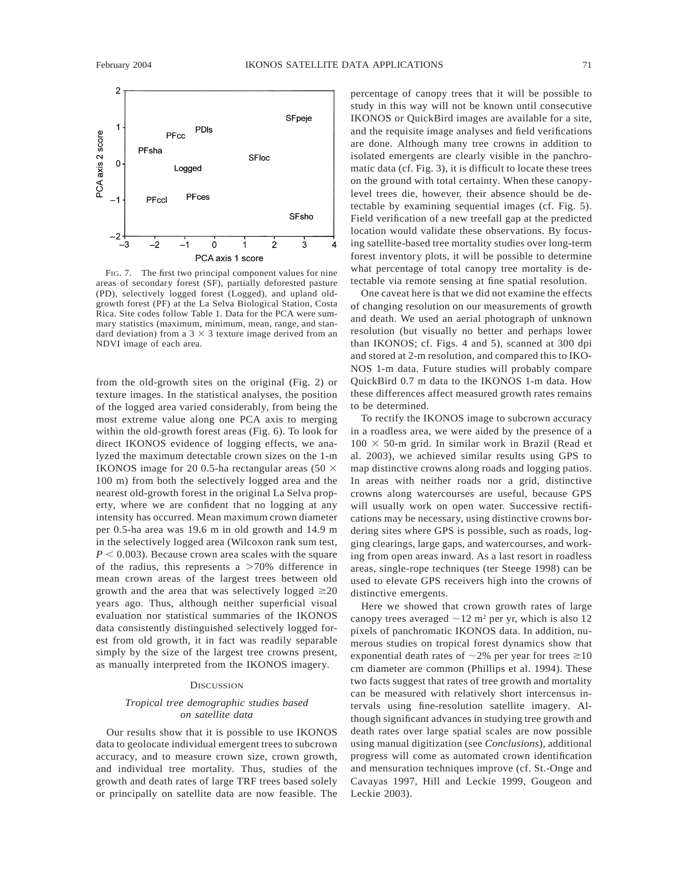FIG. 7. The first two principal component values for nine areas of secondary forest (SF), partially deforested pasture (PD), selectively logged forest (Logged), and upland old-growth forest (PF) at the La Selva Biological Station, Costa Rica. Site codes follow Table 1. Data for the PCA were summary statistics (maximum, minimum, mean, range, and standard deviation) from a $3 \times 3$ texture image derived from an NDVI image of each area.

from the old-growth sites on the original (Fig. 2) or texture images. In the statistical analyses, the position of the logged area varied considerably, from being the most extreme value along one PCA axis to merging within the old-growth forest areas (Fig. 6). To look for direct IKONOS evidence of logging effects, we analyzed the maximum detectable crown sizes on the 1-m IKONOS image for 20 0.5-ha rectangular areas ($50 \times 100$ m) from both the selectively logged area and the nearest old-growth forest in the original La Selva property, where we are confident that no logging at any intensity has occurred. Mean maximum crown diameter per 0.5-ha area was 19.6 m in old growth and 14.9 m in the selectively logged area (Wilcoxon rank sum test, $P < 0.003$). Because crown area scales with the square of the radius, this represents a $>70\%$ difference in mean crown areas of the largest trees between old growth and the area that was selectively logged $\geq 20$ years ago. Thus, although neither superficial visual evaluation nor statistical summaries of the IKONOS data consistently distinguished selectively logged forest from old growth, it in fact was readily separable simply by the size of the largest tree crowns present, as manually interpreted from the IKONOS imagery.

## DISCUSSION

### *Tropical tree demographic studies based on satellite data*

Our results show that it is possible to use IKONOS data to geolocate individual emergent trees to subcrown accuracy, and to measure crown size, crown growth, and individual tree mortality. Thus, studies of the growth and death rates of large TRF trees based solely or principally on satellite data are now feasible. The percentage of canopy trees that it will be possible to study in this way will not be known until consecutive IKONOS or QuickBird images are available for a site, and the requisite image analyses and field verifications are done. Although many tree crowns in addition to isolated emergents are clearly visible in the panchromatic data (cf. Fig. 3), it is difficult to locate these trees on the ground with total certainty. When these canopy-level trees die, however, their absence should be detectable by examining sequential images (cf. Fig. 5). Field verification of a new treefall gap at the predicted location would validate these observations. By focusing satellite-based tree mortality studies over long-term forest inventory plots, it will be possible to determine what percentage of total canopy tree mortality is detectable via remote sensing at fine spatial resolution.

One caveat here is that we did not examine the effects of changing resolution on our measurements of growth and death. We used an aerial photograph of unknown resolution (but visually no better and perhaps lower than IKONOS; cf. Figs. 4 and 5), scanned at 300 dpi and stored at 2-m resolution, and compared this to IKONOS 1-m data. Future studies will probably compare QuickBird 0.7 m data to the IKONOS 1-m data. How these differences affect measured growth rates remains to be determined.

To rectify the IKONOS image to subcrown accuracy in a roadless area, we were aided by the presence of a $100 \times 50$-m grid. In similar work in Brazil (Read et al. 2003), we achieved similar results using GPS to map distinctive crowns along roads and logging patios. In areas with neither roads nor a grid, distinctive crowns along watercourses are useful, because GPS will usually work on open water. Successive rectifications may be necessary, using distinctive crowns bordering sites where GPS is possible, such as roads, logging clearings, large gaps, and watercourses, and working from open areas inward. As a last resort in roadless areas, single-rope techniques (ter Steege 1998) can be used to elevate GPS receivers high into the crowns of distinctive emergents.

Here we showed that crown growth rates of large canopy trees averaged $\sim 12$ $m^2$ per yr, which is also 12 pixels of panchromatic IKONOS data. In addition, numerous studies on tropical forest dynamics show that exponential death rates of $\sim 2\%$ per year for trees $\geq 10$ cm diameter are common (Phillips et al. 1994). These two facts suggest that rates of tree growth and mortality can be measured with relatively short intercensus intervals using fine-resolution satellite imagery. Although significant advances in studying tree growth and death rates over large spatial scales are now possible using manual digitization (see *Conclusions*), additional progress will come as automated crown identification and mensuration techniques improve (cf. St.-Onge and Cavayas 1997, Hill and Leckie 1999, Gougeon and Leckie 2003).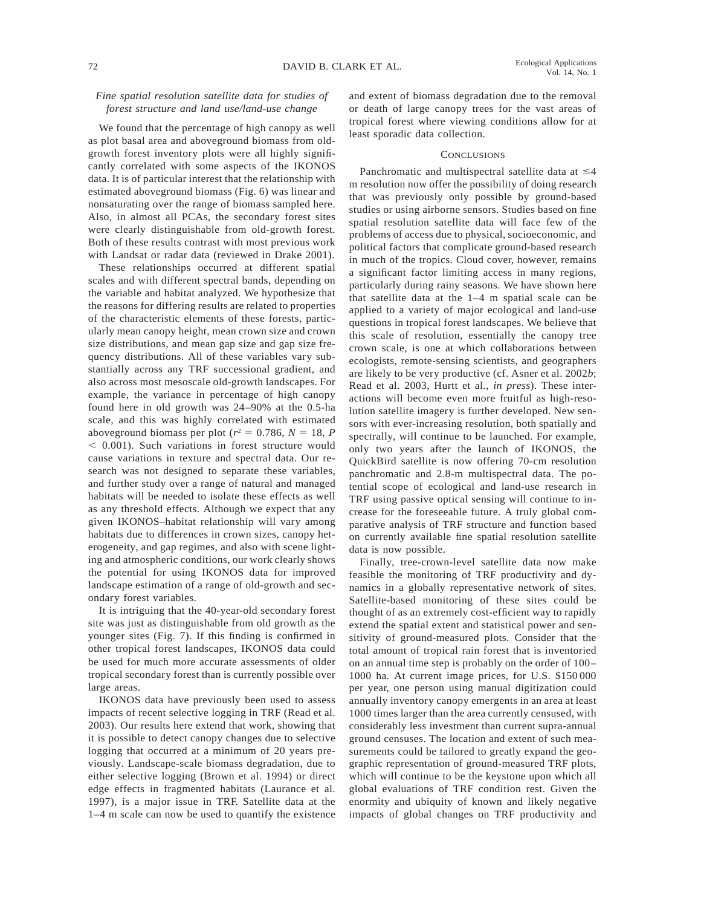### *Fine spatial resolution satellite data for studies of forest structure and land use/land-use change*

We found that the percentage of high canopy as well as plot basal area and aboveground biomass from old-growth forest inventory plots were all highly significantly correlated with some aspects of the IKONOS data. It is of particular interest that the relationship with estimated aboveground biomass (Fig. 6) was linear and nonsaturating over the range of biomass sampled here. Also, in almost all PCAs, the secondary forest sites were clearly distinguishable from old-growth forest. Both of these results contrast with most previous work with Landsat or radar data (reviewed in Drake 2001).

These relationships occurred at different spatial scales and with different spectral bands, depending on the variable and habitat analyzed. We hypothesize that the reasons for differing results are related to properties of the characteristic elements of these forests, particularly mean canopy height, mean crown size and crown size distributions, and mean gap size and gap size frequency distributions. All of these variables vary substantially across any TRF successional gradient, and also across most mesoscale old-growth landscapes. For example, the variance in percentage of high canopy found here in old growth was 24–90% at the 0.5-ha scale, and this was highly correlated with estimated aboveground biomass per plot ($r^2 = 0.786$, $N = 18$, $P < 0.001$). Such variations in forest structure would cause variations in texture and spectral data. Our research was not designed to separate these variables, and further study over a range of natural and managed habitats will be needed to isolate these effects as well as any threshold effects. Although we expect that any given IKONOS–habitat relationship will vary among habitats due to differences in crown sizes, canopy heterogeneity, and gap regimes, and also with scene lighting and atmospheric conditions, our work clearly shows the potential for using IKONOS data for improved landscape estimation of a range of old-growth and secondary forest variables.

It is intriguing that the 40-year-old secondary forest site was just as distinguishable from old growth as the younger sites (Fig. 7). If this finding is confirmed in other tropical forest landscapes, IKONOS data could be used for much more accurate assessments of older tropical secondary forest than is currently possible over large areas.

IKONOS data have previously been used to assess impacts of recent selective logging in TRF (Read et al. 2003). Our results here extend that work, showing that it is possible to detect canopy changes due to selective logging that occurred at a minimum of 20 years previously. Landscape-scale biomass degradation, due to either selective logging (Brown et al. 1994) or direct edge effects in fragmented habitats (Laurance et al. 1997), is a major issue in TRF. Satellite data at the 1–4 m scale can now be used to quantify the existence and extent of biomass degradation due to the removal or death of large canopy trees for the vast areas of tropical forest where viewing conditions allow for at least sporadic data collection.

## Conclusions

Panchromatic and multispectral satellite data at ≤4 m resolution now offer the possibility of doing research that was previously only possible by ground-based studies or using airborne sensors. Studies based on fine spatial resolution satellite data will face few of the problems of access due to physical, socioeconomic, and political factors that complicate ground-based research in much of the tropics. Cloud cover, however, remains a significant factor limiting access in many regions, particularly during rainy seasons. We have shown here that satellite data at the 1–4 m spatial scale can be applied to a variety of major ecological and land-use questions in tropical forest landscapes. We believe that this scale of resolution, essentially the canopy tree crown scale, is one at which collaborations between ecologists, remote-sensing scientists, and geographers are likely to be very productive (cf. Asner et al. 2002*b*; Read et al. 2003, Hurtt et al., *in press*). These interactions will become even more fruitful as high-resolution satellite imagery is further developed. New sensors with ever-increasing resolution, both spatially and spectrally, will continue to be launched. For example, only two years after the launch of IKONOS, the QuickBird satellite is now offering 70-cm resolution panchromatic and 2.8-m multispectral data. The potential scope of ecological and land-use research in TRF using passive optical sensing will continue to increase for the foreseeable future. A truly global comparative analysis of TRF structure and function based on currently available fine spatial resolution satellite data is now possible.

Finally, tree-crown-level satellite data now make feasible the monitoring of TRF productivity and dynamics in a globally representative network of sites. Satellite-based monitoring of these sites could be thought of as an extremely cost-efficient way to rapidly extend the spatial extent and statistical power and sensitivity of ground-measured plots. Consider that the total amount of tropical rain forest that is inventoried on an annual time step is probably on the order of 100–1000 ha. At current image prices, for U.S. $150 000 per year, one person using manual digitization could annually inventory canopy emergents in an area at least 1000 times larger than the area currently censused, with considerably less investment than current supra-annual ground censuses. The location and extent of such measurements could be tailored to greatly expand the geographic representation of ground-measured TRF plots, which will continue to be the keystone upon which all global evaluations of TRF condition rest. Given the enormity and ubiquity of known and likely negative impacts of global changes on TRF productivity and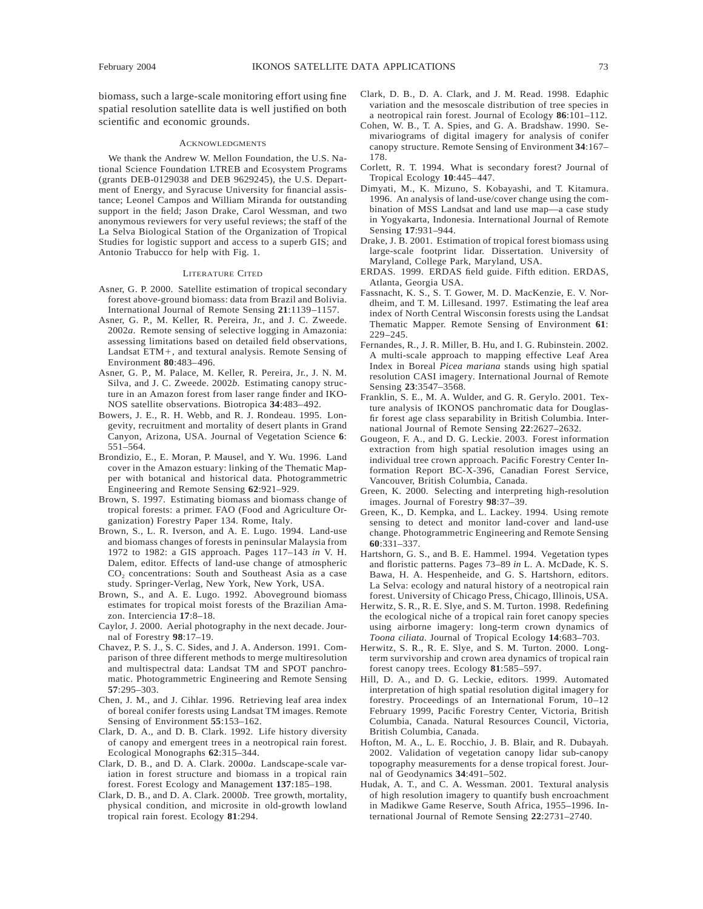biomass, such a large-scale monitoring effort using fine spatial resolution satellite data is well justified on both scientific and economic grounds.

## Acknowledgments

We thank the Andrew W. Mellon Foundation, the U.S. National Science Foundation LTREB and Ecosystem Programs (grants DEB-0129038 and DEB 9629245), the U.S. Department of Energy, and Syracuse University for financial assistance; Leonel Campos and William Miranda for outstanding support in the field; Jason Drake, Carol Wessman, and two anonymous reviewers for very useful reviews; the staff of the La Selva Biological Station of the Organization of Tropical Studies for logistic support and access to a superb GIS; and Antonio Trabucco for help with Fig. 1.

## Literature Cited

Asner, G. P. 2000. Satellite estimation of tropical secondary forest above-ground biomass: data from Brazil and Bolivia. International Journal of Remote Sensing **21**:1139–1157.

Asner, G. P., M. Keller, R. Pereira, Jr., and J. C. Zweede. 2002*a*. Remote sensing of selective logging in Amazonia: assessing limitations based on detailed field observations, Landsat ETM+, and textural analysis. Remote Sensing of Environment **80**:483–496.

Asner, G. P., M. Palace, M. Keller, R. Pereira, Jr., J. N. M. Silva, and J. C. Zweede. 2002*b*. Estimating canopy structure in an Amazon forest from laser range finder and IKONOS satellite observations. Biotropica **34**:483–492.

Bowers, J. E., R. H. Webb, and R. J. Rondeau. 1995. Longevity, recruitment and mortality of desert plants in Grand Canyon, Arizona, USA. Journal of Vegetation Science **6**: 551–564.

Brondizio, E., E. Moran, P. Mausel, and Y. Wu. 1996. Land cover in the Amazon estuary: linking of the Thematic Mapper with botanical and historical data. Photogrammetric Engineering and Remote Sensing **62**:921–929.

Brown, S. 1997. Estimating biomass and biomass change of tropical forests: a primer. FAO (Food and Agriculture Organization) Forestry Paper 134. Rome, Italy.

Brown, S., L. R. Iverson, and A. E. Lugo. 1994. Land-use and biomass changes of forests in peninsular Malaysia from 1972 to 1982: a GIS approach. Pages 117–143 *in* V. H. Dalem, editor. Effects of land-use change of atmospheric $CO_2$ concentrations: South and Southeast Asia as a case study. Springer-Verlag, New York, New York, USA.

Brown, S., and A. E. Lugo. 1992. Aboveground biomass estimates for tropical moist forests of the Brazilian Amazon. Interciencia **17**:8–18.

Caylor, J. 2000. Aerial photography in the next decade. Journal of Forestry **98**:17–19.

Chavez, P. S. J., S. C. Sides, and J. A. Anderson. 1991. Comparison of three different methods to merge multiresolution and multispectral data: Landsat TM and SPOT panchromatic. Photogrammetric Engineering and Remote Sensing **57**:295–303.

Chen, J. M., and J. Cihlar. 1996. Retrieving leaf area index of boreal conifer forests using Landsat TM images. Remote Sensing of Environment **55**:153–162.

Clark, D. A., and D. B. Clark. 1992. Life history diversity of canopy and emergent trees in a neotropical rain forest. Ecological Monographs **62**:315–344.

Clark, D. B., and D. A. Clark. 2000*a*. Landscape-scale variation in forest structure and biomass in a tropical rain forest. Forest Ecology and Management **137**:185–198.

Clark, D. B., and D. A. Clark. 2000*b*. Tree growth, mortality, physical condition, and microsite in old-growth lowland tropical rain forest. Ecology **81**:294.

Clark, D. B., D. A. Clark, and J. M. Read. 1998. Edaphic variation and the mesoscale distribution of tree species in a neotropical rain forest. Journal of Ecology **86**:101–112.

Cohen, W. B., T. A. Spies, and G. A. Bradshaw. 1990. Semivariograms of digital imagery for analysis of conifer canopy structure. Remote Sensing of Environment **34**:167–178.

Corlett, R. T. 1994. What is secondary forest? Journal of Tropical Ecology **10**:445–447.

Dimyati, M., K. Mizuno, S. Kobayashi, and T. Kitamura. 1996. An analysis of land-use/cover change using the combination of MSS Landsat and land use map—a case study in Yogyakarta, Indonesia. International Journal of Remote Sensing **17**:931–944.

Drake, J. B. 2001. Estimation of tropical forest biomass using large-scale footprint lidar. Dissertation. University of Maryland, College Park, Maryland, USA.

ERDAS. 1999. ERDAS field guide. Fifth edition. ERDAS, Atlanta, Georgia USA.

Fassnacht, K. S., S. T. Gower, M. D. MacKenzie, E. V. Nordheim, and T. M. Lillesand. 1997. Estimating the leaf area index of North Central Wisconsin forests using the Landsat Thematic Mapper. Remote Sensing of Environment **61**: 229–245.

Fernandes, R., J. R. Miller, B. Hu, and I. G. Rubinstein. 2002. A multi-scale approach to mapping effective Leaf Area Index in Boreal *Picea mariana* stands using high spatial resolution CASI imagery. International Journal of Remote Sensing **23**:3547–3568.

Franklin, S. E., M. A. Wulder, and G. R. Gerylo. 2001. Texture analysis of IKONOS panchromatic data for Douglas-fir forest age class separability in British Columbia. International Journal of Remote Sensing **22**:2627–2632.

Gougeon, F. A., and D. G. Leckie. 2003. Forest information extraction from high spatial resolution images using an individual tree crown approach. Pacific Forestry Center Information Report BC-X-396, Canadian Forest Service, Vancouver, British Columbia, Canada.

Green, K. 2000. Selecting and interpreting high-resolution images. Journal of Forestry **98**:37–39.

Green, K., D. Kempka, and L. Lackey. 1994. Using remote sensing to detect and monitor land-cover and land-use change. Photogrammetric Engineering and Remote Sensing **60**:331–337.

Hartshorn, G. S., and B. E. Hammel. 1994. Vegetation types and floristic patterns. Pages 73–89 *in* L. A. McDade, K. S. Bawa, H. A. Hespenheide, and G. S. Hartshorn, editors. La Selva: ecology and natural history of a neotropical rain forest. University of Chicago Press, Chicago, Illinois, USA.

Herwitz, S. R., R. E. Slye, and S. M. Turton. 1998. Redefining the ecological niche of a tropical rain foret canopy species using airborne imagery: long-term crown dynamics of *Toona ciliata*. Journal of Tropical Ecology **14**:683–703.

Herwitz, S. R., R. E. Slye, and S. M. Turton. 2000. Long-term survivorship and crown area dynamics of tropical rain forest canopy trees. Ecology **81**:585–597.

Hill, D. A., and D. G. Leckie, editors. 1999. Automated interpretation of high spatial resolution digital imagery for forestry. Proceedings of an International Forum, 10–12 February 1999, Pacific Forestry Center, Victoria, British Columbia, Canada. Natural Resources Council, Victoria, British Columbia, Canada.

Hofton, M. A., L. E. Rocchio, J. B. Blair, and R. Dubayah. 2002. Validation of vegetation canopy lidar sub-canopy topography measurements for a dense tropical forest. Journal of Geodynamics **34**:491–502.

Hudak, A. T., and C. A. Wessman. 2001. Textural analysis of high resolution imagery to quantify bush encroachment in Madikwe Game Reserve, South Africa, 1955–1996. International Journal of Remote Sensing **22**:2731–2740.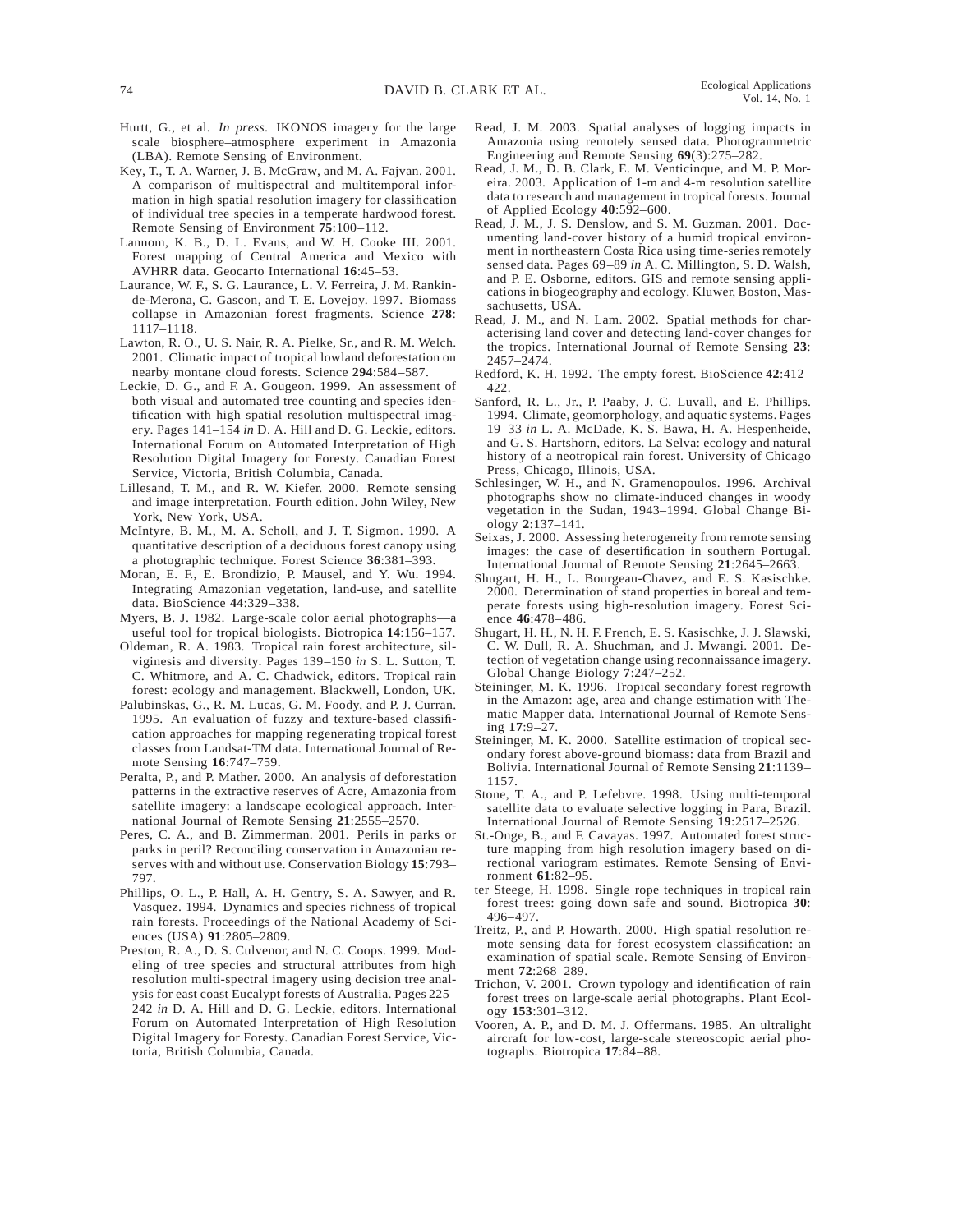Hurtt, G., et al. *In press*. IKONOS imagery for the large scale biosphere–atmosphere experiment in Amazonia (LBA). Remote Sensing of Environment.

Key, T., T. A. Warner, J. B. McGraw, and M. A. Fajvan. 2001. A comparison of multispectral and multitemporal information in high spatial resolution imagery for classification of individual tree species in a temperate hardwood forest. Remote Sensing of Environment **75**:100–112.

Lannom, K. B., D. L. Evans, and W. H. Cooke III. 2001. Forest mapping of Central America and Mexico with AVHRR data. Geocarto International **16**:45–53.

Laurance, W. F., S. G. Laurance, L. V. Ferreira, J. M. Rankin-de-Merona, C. Gascon, and T. E. Lovejoy. 1997. Biomass collapse in Amazonian forest fragments. Science **278**: 1117–1118.

Lawton, R. O., U. S. Nair, R. A. Pielke, Sr., and R. M. Welch. 2001. Climatic impact of tropical lowland deforestation on nearby montane cloud forests. Science **294**:584–587.

Leckie, D. G., and F. A. Gougeon. 1999. An assessment of both visual and automated tree counting and species identification with high spatial resolution multispectral imagery. Pages 141–154 *in* D. A. Hill and D. G. Leckie, editors. International Forum on Automated Interpretation of High Resolution Digital Imagery for Foresty. Canadian Forest Service, Victoria, British Columbia, Canada.

Lillesand, T. M., and R. W. Kiefer. 2000. Remote sensing and image interpretation. Fourth edition. John Wiley, New York, New York, USA.

McIntyre, B. M., M. A. Scholl, and J. T. Sigmon. 1990. A quantitative description of a deciduous forest canopy using a photographic technique. Forest Science **36**:381–393.

Moran, E. F., E. Brondizio, P. Mausel, and Y. Wu. 1994. Integrating Amazonian vegetation, land-use, and satellite data. BioScience **44**:329–338.

Myers, B. J. 1982. Large-scale color aerial photographs—a useful tool for tropical biologists. Biotropica **14**:156–157.

Oldeman, R. A. 1983. Tropical rain forest architecture, silviginesis and diversity. Pages 139–150 *in* S. L. Sutton, T. C. Whitmore, and A. C. Chadwick, editors. Tropical rain forest: ecology and management. Blackwell, London, UK.

Palubinskas, G., R. M. Lucas, G. M. Foody, and P. J. Curran. 1995. An evaluation of fuzzy and texture-based classification approaches for mapping regenerating tropical forest classes from Landsat-TM data. International Journal of Remote Sensing **16**:747–759.

Peralta, P., and P. Mather. 2000. An analysis of deforestation patterns in the extractive reserves of Acre, Amazonia from satellite imagery: a landscape ecological approach. International Journal of Remote Sensing **21**:2555–2570.

Peres, C. A., and B. Zimmerman. 2001. Perils in parks or parks in peril? Reconciling conservation in Amazonian reserves with and without use. Conservation Biology **15**:793–797.

Phillips, O. L., P. Hall, A. H. Gentry, S. A. Sawyer, and R. Vasquez. 1994. Dynamics and species richness of tropical rain forests. Proceedings of the National Academy of Sciences (USA) **91**:2805–2809.

Preston, R. A., D. S. Culvenor, and N. C. Coops. 1999. Modeling of tree species and structural attributes from high resolution multi-spectral imagery using decision tree analysis for east coast Eucalypt forests of Australia. Pages 225–242 *in* D. A. Hill and D. G. Leckie, editors. International Forum on Automated Interpretation of High Resolution Digital Imagery for Foresty. Canadian Forest Service, Victoria, British Columbia, Canada.

Read, J. M. 2003. Spatial analyses of logging impacts in Amazonia using remotely sensed data. Photogrammetric Engineering and Remote Sensing **69**(3):275–282.

Read, J. M., D. B. Clark, E. M. Venticinque, and M. P. Moreira. 2003. Application of 1-m and 4-m resolution satellite data to research and management in tropical forests. Journal of Applied Ecology **40**:592–600.

Read, J. M., J. S. Denslow, and S. M. Guzman. 2001. Documenting land-cover history of a humid tropical environment in northeastern Costa Rica using time-series remotely sensed data. Pages 69–89 *in* A. C. Millington, S. D. Walsh, and P. E. Osborne, editors. GIS and remote sensing applications in biogeography and ecology. Kluwer, Boston, Massachusetts, USA.

Read, J. M., and N. Lam. 2002. Spatial methods for characterising land cover and detecting land-cover changes for the tropics. International Journal of Remote Sensing **23**: 2457–2474.

Redford, K. H. 1992. The empty forest. BioScience **42**:412–422.

Sanford, R. L., Jr., P. Paaby, J. C. Luvall, and E. Phillips. 1994. Climate, geomorphology, and aquatic systems. Pages 19–33 *in* L. A. McDade, K. S. Bawa, H. A. Hespenheide, and G. S. Hartshorn, editors. La Selva: ecology and natural history of a neotropical rain forest. University of Chicago Press, Chicago, Illinois, USA.

Schlesinger, W. H., and N. Gramenopoulos. 1996. Archival photographs show no climate-induced changes in woody vegetation in the Sudan, 1943–1994. Global Change Biology **2**:137–141.

Seixas, J. 2000. Assessing heterogeneity from remote sensing images: the case of desertification in southern Portugal. International Journal of Remote Sensing **21**:2645–2663.

Shugart, H. H., L. Bourgeau-Chavez, and E. S. Kasischke. 2000. Determination of stand properties in boreal and temperate forests using high-resolution imagery. Forest Science **46**:478–486.

Shugart, H. H., N. H. F. French, E. S. Kasischke, J. J. Slawski, C. W. Dull, R. A. Shuchman, and J. Mwangi. 2001. Detection of vegetation change using reconnaissance imagery. Global Change Biology **7**:247–252.

Steininger, M. K. 1996. Tropical secondary forest regrowth in the Amazon: age, area and change estimation with Thematic Mapper data. International Journal of Remote Sensing **17**:9–27.

Steininger, M. K. 2000. Satellite estimation of tropical secondary forest above-ground biomass: data from Brazil and Bolivia. International Journal of Remote Sensing **21**:1139–1157.

Stone, T. A., and P. Lefebvre. 1998. Using multi-temporal satellite data to evaluate selective logging in Para, Brazil. International Journal of Remote Sensing **19**:2517–2526.

St.-Onge, B., and F. Cavayas. 1997. Automated forest structure mapping from high resolution imagery based on directional variogram estimates. Remote Sensing of Environment **61**:82–95.

ter Steege, H. 1998. Single rope techniques in tropical rain forest trees: going down safe and sound. Biotropica **30**: 496–497.

Treitz, P., and P. Howarth. 2000. High spatial resolution remote sensing data for forest ecosystem classification: an examination of spatial scale. Remote Sensing of Environment **72**:268–289.

Trichon, V. 2001. Crown typology and identification of rain forest trees on large-scale aerial photographs. Plant Ecology **153**:301–312.

Vooren, A. P., and D. M. J. Offermans. 1985. An ultralight aircraft for low-cost, large-scale stereoscopic aerial photographs. Biotropica **17**:84–88.